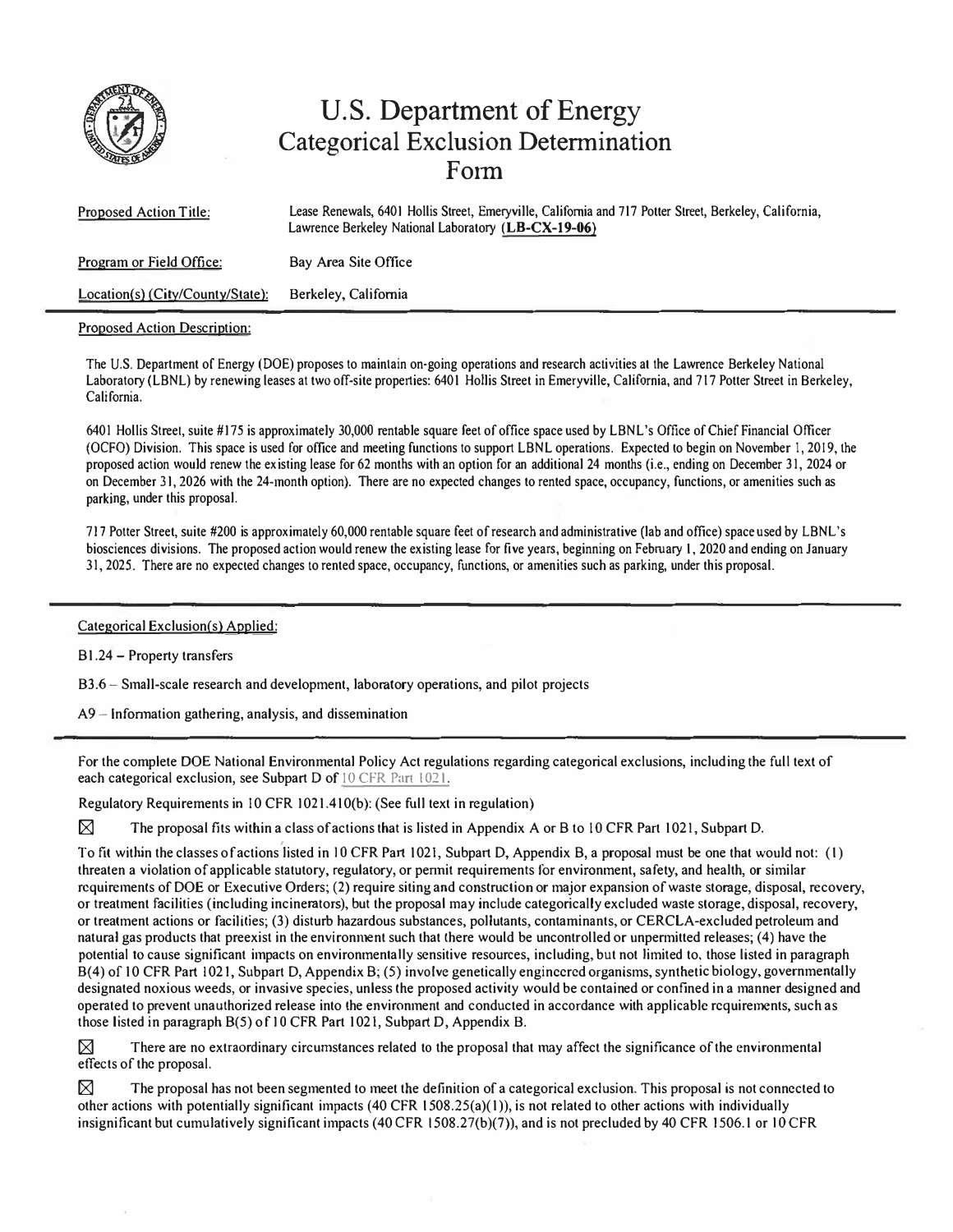# U.S. Department of Energy
# Categorical Exclusion Determination
# Form

Proposed Action Title: Lease Renewals, 6401 Hollis Street, Emeryville, California and 717 Potter Street, Berkeley, California, Lawrence Berkeley National Laboratory **(LB-CX-19-06)**

Program or Field Office: Bay Area Site Office

Location(s) (City/County/State): Berkeley, California

---

Proposed Action Description:

The U.S. Department of Energy (DOE) proposes to maintain on-going operations and research activities at the Lawrence Berkeley National Laboratory (LBNL) by renewing leases at two off-site properties: 6401 Hollis Street in Emeryville, California, and 717 Potter Street in Berkeley, California.

6401 Hollis Street, suite #175 is approximately 30,000 rentable square feet of office space used by LBNL's Office of Chief Financial Officer (OCFO) Division. This space is used for office and meeting functions to support LBNL operations. Expected to begin on November 1, 2019, the proposed action would renew the existing lease for 62 months with an option for an additional 24 months (i.e., ending on December 31, 2024 or on December 31, 2026 with the 24-month option). There are no expected changes to rented space, occupancy, functions, or amenities such as parking, under this proposal.

717 Potter Street, suite #200 is approximately 60,000 rentable square feet of research and administrative (lab and office) space used by LBNL's biosciences divisions. The proposed action would renew the existing lease for five years, beginning on February 1, 2020 and ending on January 31, 2025. There are no expected changes to rented space, occupancy, functions, or amenities such as parking, under this proposal.

---

Categorical Exclusion(s) Applied:

B1.24 – Property transfers

B3.6 – Small-scale research and development, laboratory operations, and pilot projects

A9 – Information gathering, analysis, and dissemination

---

For the complete DOE National Environmental Policy Act regulations regarding categorical exclusions, including the full text of each categorical exclusion, see Subpart D of 10 CFR Part 1021.

Regulatory Requirements in 10 CFR 1021.410(b): (See full text in regulation)

☒ The proposal fits within a class of actions that is listed in Appendix A or B to 10 CFR Part 1021, Subpart D.

To fit within the classes of actions listed in 10 CFR Part 1021, Subpart D, Appendix B, a proposal must be one that would not: (1) threaten a violation of applicable statutory, regulatory, or permit requirements for environment, safety, and health, or similar requirements of DOE or Executive Orders; (2) require siting and construction or major expansion of waste storage, disposal, recovery, or treatment facilities (including incinerators), but the proposal may include categorically excluded waste storage, disposal, recovery, or treatment actions or facilities; (3) disturb hazardous substances, pollutants, contaminants, or CERCLA-excluded petroleum and natural gas products that preexist in the environment such that there would be uncontrolled or unpermitted releases; (4) have the potential to cause significant impacts on environmentally sensitive resources, including, but not limited to, those listed in paragraph B(4) of 10 CFR Part 1021, Subpart D, Appendix B; (5) involve genetically engineered organisms, synthetic biology, governmentally designated noxious weeds, or invasive species, unless the proposed activity would be contained or confined in a manner designed and operated to prevent unauthorized release into the environment and conducted in accordance with applicable requirements, such as those listed in paragraph B(5) of 10 CFR Part 1021, Subpart D, Appendix B.

☒ There are no extraordinary circumstances related to the proposal that may affect the significance of the environmental effects of the proposal.

☒ The proposal has not been segmented to meet the definition of a categorical exclusion. This proposal is not connected to other actions with potentially significant impacts (40 CFR 1508.25(a)(1)), is not related to other actions with individually insignificant but cumulatively significant impacts (40 CFR 1508.27(b)(7)), and is not precluded by 40 CFR 1506.1 or 10 CFR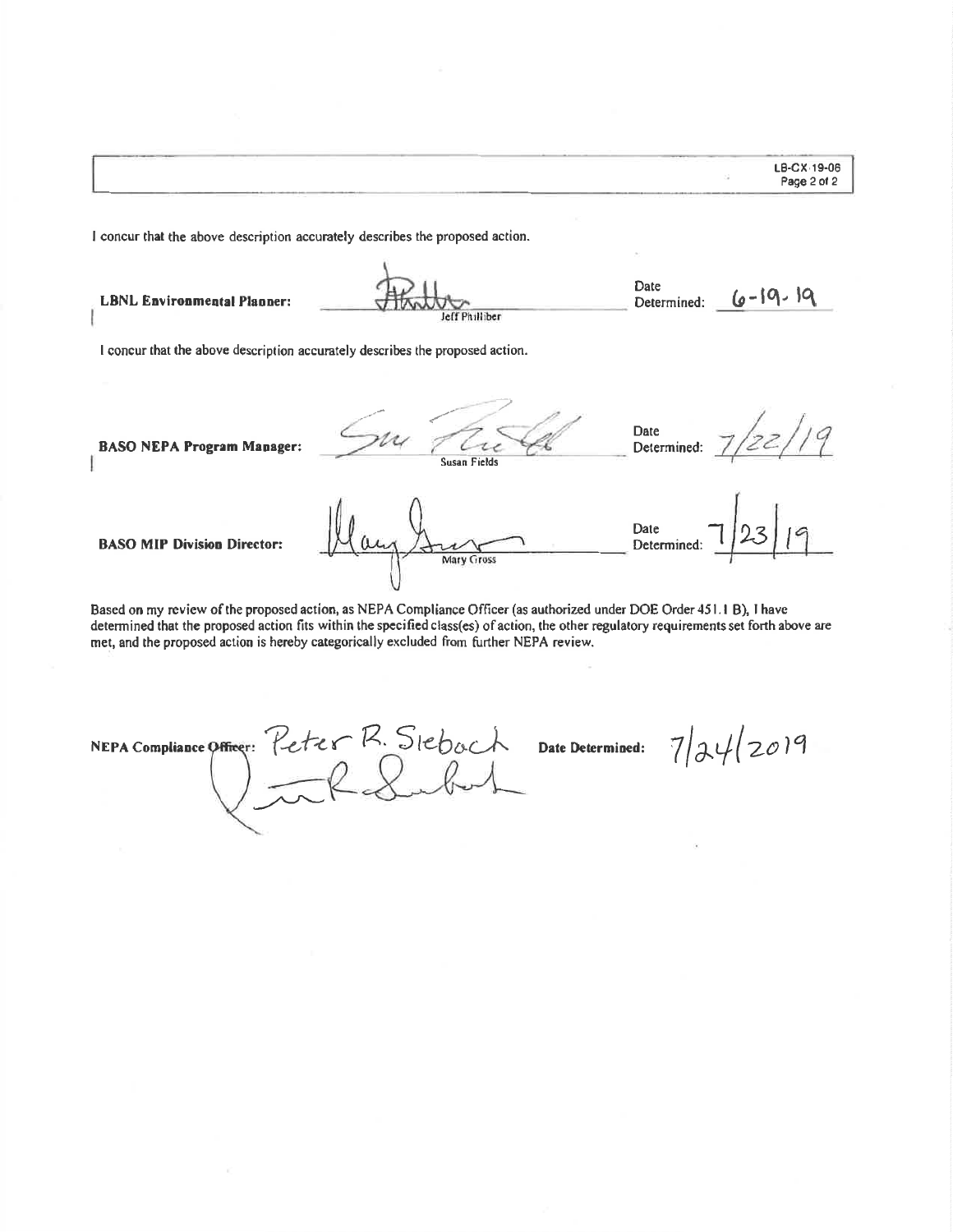I concur that the above description accurately describes the proposed action.

**LBNL Environmental Planner:** Jeff Philliber  Date Determined: 6-19-19

I concur that the above description accurately describes the proposed action.

**BASO NEPA Program Manager:** Susan Fields  Date Determined: 7/22/19

**BASO MIP Division Director:** Mary Gross  Date Determined: 7/23/19

Based on my review of the proposed action, as NEPA Compliance Officer (as authorized under DOE Order 451.1 B), I have determined that the proposed action fits within the specified class(es) of action, the other regulatory requirements set forth above are met, and the proposed action is hereby categorically excluded from further NEPA review.

**NEPA Compliance Officer:** Peter R. Siebach  **Date Determined:** 7/24/2019